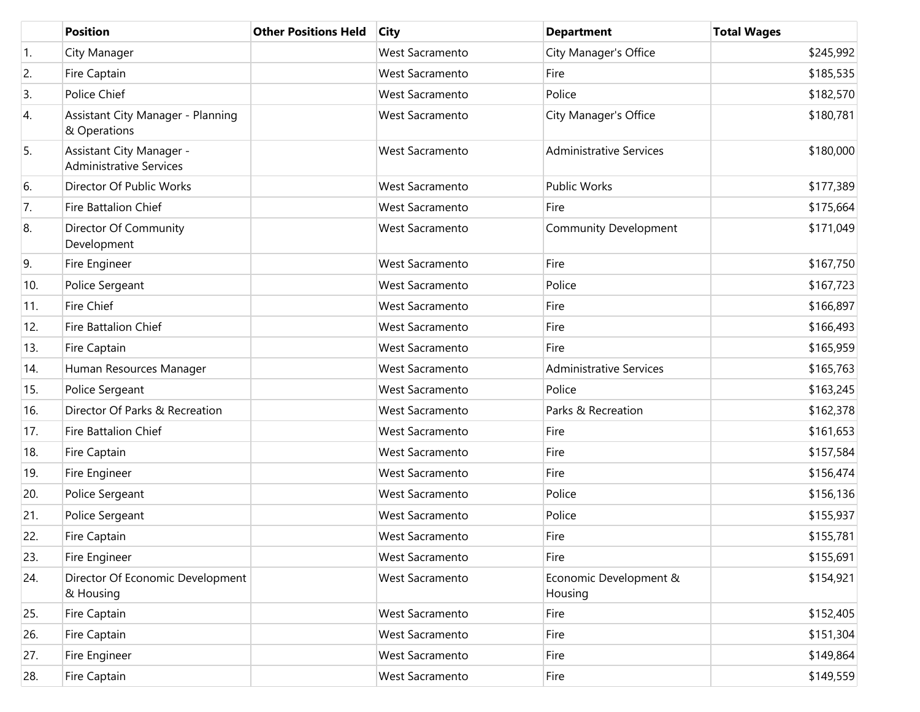|  | Position | Other Positions Held | City | Department | Total Wages |
| --- | --- | --- | --- | --- | --- |
| 1. | City Manager |  | West Sacramento | City Manager's Office | $245,992 |
| 2. | Fire Captain |  | West Sacramento | Fire | $185,535 |
| 3. | Police Chief |  | West Sacramento | Police | $182,570 |
| 4. | Assistant City Manager - Planning & Operations |  | West Sacramento | City Manager's Office | $180,781 |
| 5. | Assistant City Manager - Administrative Services |  | West Sacramento | Administrative Services | $180,000 |
| 6. | Director Of Public Works |  | West Sacramento | Public Works | $177,389 |
| 7. | Fire Battalion Chief |  | West Sacramento | Fire | $175,664 |
| 8. | Director Of Community Development |  | West Sacramento | Community Development | $171,049 |
| 9. | Fire Engineer |  | West Sacramento | Fire | $167,750 |
| 10. | Police Sergeant |  | West Sacramento | Police | $167,723 |
| 11. | Fire Chief |  | West Sacramento | Fire | $166,897 |
| 12. | Fire Battalion Chief |  | West Sacramento | Fire | $166,493 |
| 13. | Fire Captain |  | West Sacramento | Fire | $165,959 |
| 14. | Human Resources Manager |  | West Sacramento | Administrative Services | $165,763 |
| 15. | Police Sergeant |  | West Sacramento | Police | $163,245 |
| 16. | Director Of Parks & Recreation |  | West Sacramento | Parks & Recreation | $162,378 |
| 17. | Fire Battalion Chief |  | West Sacramento | Fire | $161,653 |
| 18. | Fire Captain |  | West Sacramento | Fire | $157,584 |
| 19. | Fire Engineer |  | West Sacramento | Fire | $156,474 |
| 20. | Police Sergeant |  | West Sacramento | Police | $156,136 |
| 21. | Police Sergeant |  | West Sacramento | Police | $155,937 |
| 22. | Fire Captain |  | West Sacramento | Fire | $155,781 |
| 23. | Fire Engineer |  | West Sacramento | Fire | $155,691 |
| 24. | Director Of Economic Development & Housing |  | West Sacramento | Economic Development & Housing | $154,921 |
| 25. | Fire Captain |  | West Sacramento | Fire | $152,405 |
| 26. | Fire Captain |  | West Sacramento | Fire | $151,304 |
| 27. | Fire Engineer |  | West Sacramento | Fire | $149,864 |
| 28. | Fire Captain |  | West Sacramento | Fire | $149,559 |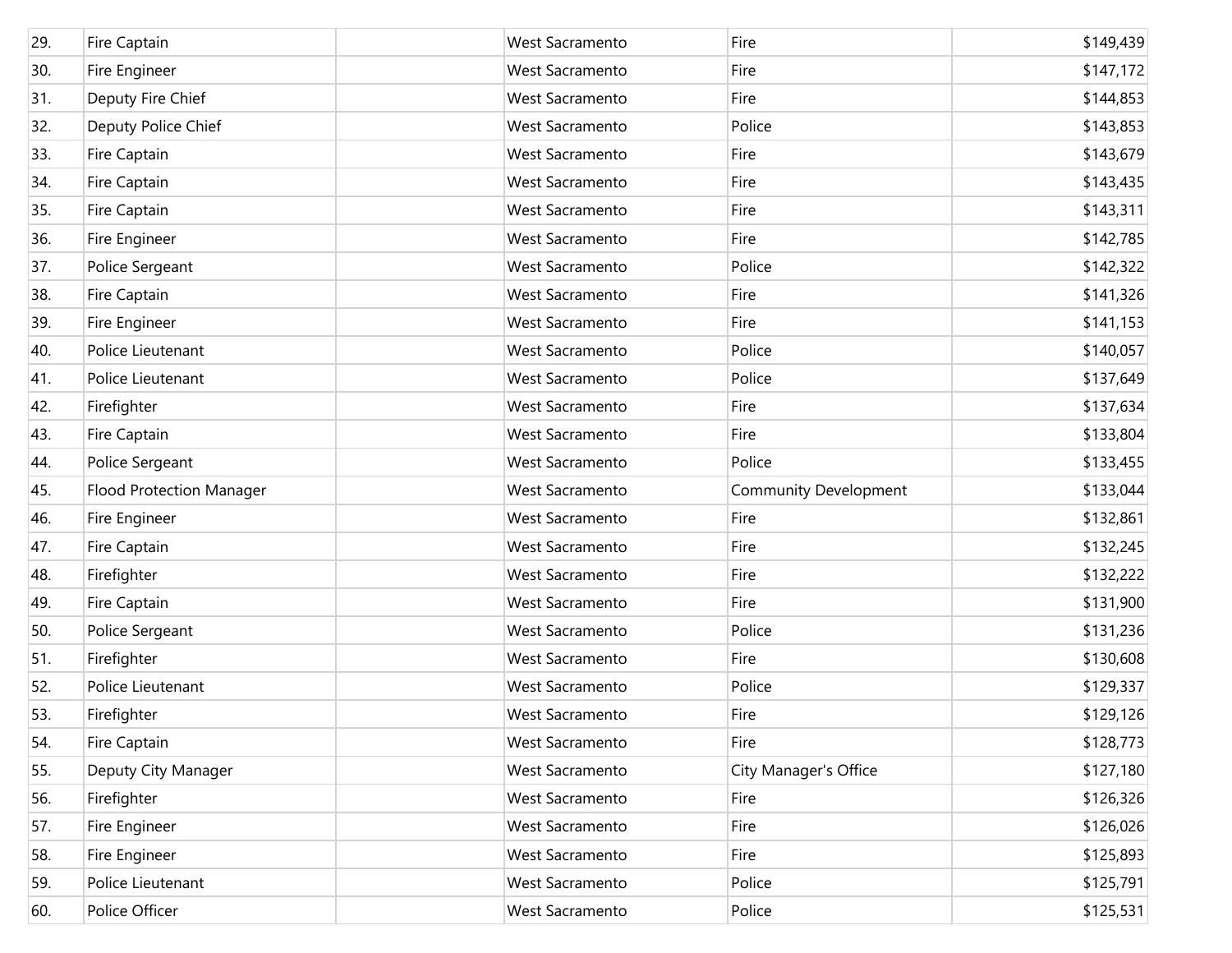| | | | | | |
|---|---|---|---|---|---|
| 29. | Fire Captain | | West Sacramento | Fire | $149,439 |
| 30. | Fire Engineer | | West Sacramento | Fire | $147,172 |
| 31. | Deputy Fire Chief | | West Sacramento | Fire | $144,853 |
| 32. | Deputy Police Chief | | West Sacramento | Police | $143,853 |
| 33. | Fire Captain | | West Sacramento | Fire | $143,679 |
| 34. | Fire Captain | | West Sacramento | Fire | $143,435 |
| 35. | Fire Captain | | West Sacramento | Fire | $143,311 |
| 36. | Fire Engineer | | West Sacramento | Fire | $142,785 |
| 37. | Police Sergeant | | West Sacramento | Police | $142,322 |
| 38. | Fire Captain | | West Sacramento | Fire | $141,326 |
| 39. | Fire Engineer | | West Sacramento | Fire | $141,153 |
| 40. | Police Lieutenant | | West Sacramento | Police | $140,057 |
| 41. | Police Lieutenant | | West Sacramento | Police | $137,649 |
| 42. | Firefighter | | West Sacramento | Fire | $137,634 |
| 43. | Fire Captain | | West Sacramento | Fire | $133,804 |
| 44. | Police Sergeant | | West Sacramento | Police | $133,455 |
| 45. | Flood Protection Manager | | West Sacramento | Community Development | $133,044 |
| 46. | Fire Engineer | | West Sacramento | Fire | $132,861 |
| 47. | Fire Captain | | West Sacramento | Fire | $132,245 |
| 48. | Firefighter | | West Sacramento | Fire | $132,222 |
| 49. | Fire Captain | | West Sacramento | Fire | $131,900 |
| 50. | Police Sergeant | | West Sacramento | Police | $131,236 |
| 51. | Firefighter | | West Sacramento | Fire | $130,608 |
| 52. | Police Lieutenant | | West Sacramento | Police | $129,337 |
| 53. | Firefighter | | West Sacramento | Fire | $129,126 |
| 54. | Fire Captain | | West Sacramento | Fire | $128,773 |
| 55. | Deputy City Manager | | West Sacramento | City Manager's Office | $127,180 |
| 56. | Firefighter | | West Sacramento | Fire | $126,326 |
| 57. | Fire Engineer | | West Sacramento | Fire | $126,026 |
| 58. | Fire Engineer | | West Sacramento | Fire | $125,893 |
| 59. | Police Lieutenant | | West Sacramento | Police | $125,791 |
| 60. | Police Officer | | West Sacramento | Police | $125,531 |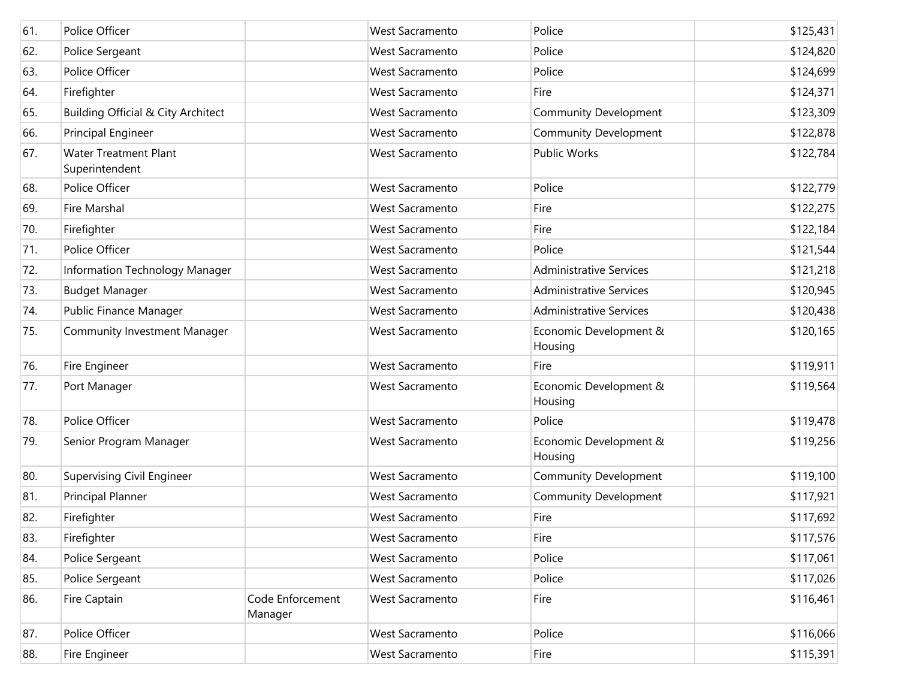| | | | | | |
|---|---|---|---|---|---|
| 61. | Police Officer | | West Sacramento | Police | $125,431 |
| 62. | Police Sergeant | | West Sacramento | Police | $124,820 |
| 63. | Police Officer | | West Sacramento | Police | $124,699 |
| 64. | Firefighter | | West Sacramento | Fire | $124,371 |
| 65. | Building Official & City Architect | | West Sacramento | Community Development | $123,309 |
| 66. | Principal Engineer | | West Sacramento | Community Development | $122,878 |
| 67. | Water Treatment Plant Superintendent | | West Sacramento | Public Works | $122,784 |
| 68. | Police Officer | | West Sacramento | Police | $122,779 |
| 69. | Fire Marshal | | West Sacramento | Fire | $122,275 |
| 70. | Firefighter | | West Sacramento | Fire | $122,184 |
| 71. | Police Officer | | West Sacramento | Police | $121,544 |
| 72. | Information Technology Manager | | West Sacramento | Administrative Services | $121,218 |
| 73. | Budget Manager | | West Sacramento | Administrative Services | $120,945 |
| 74. | Public Finance Manager | | West Sacramento | Administrative Services | $120,438 |
| 75. | Community Investment Manager | | West Sacramento | Economic Development & Housing | $120,165 |
| 76. | Fire Engineer | | West Sacramento | Fire | $119,911 |
| 77. | Port Manager | | West Sacramento | Economic Development & Housing | $119,564 |
| 78. | Police Officer | | West Sacramento | Police | $119,478 |
| 79. | Senior Program Manager | | West Sacramento | Economic Development & Housing | $119,256 |
| 80. | Supervising Civil Engineer | | West Sacramento | Community Development | $119,100 |
| 81. | Principal Planner | | West Sacramento | Community Development | $117,921 |
| 82. | Firefighter | | West Sacramento | Fire | $117,692 |
| 83. | Firefighter | | West Sacramento | Fire | $117,576 |
| 84. | Police Sergeant | | West Sacramento | Police | $117,061 |
| 85. | Police Sergeant | | West Sacramento | Police | $117,026 |
| 86. | Fire Captain | Code Enforcement Manager | West Sacramento | Fire | $116,461 |
| 87. | Police Officer | | West Sacramento | Police | $116,066 |
| 88. | Fire Engineer | | West Sacramento | Fire | $115,391 |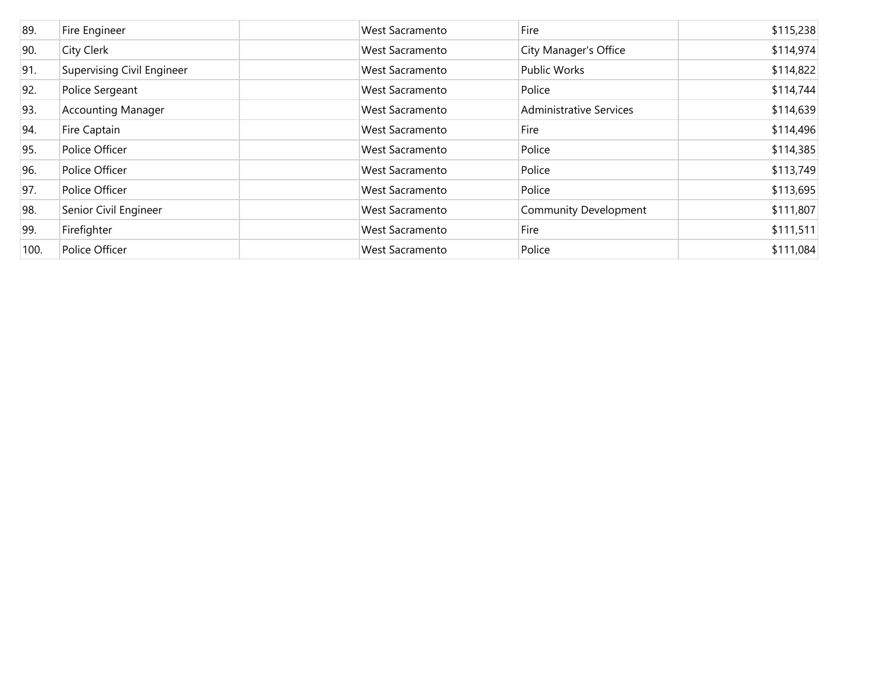| | | | | | |
|---|---|---|---|---|---|
| 89. | Fire Engineer | | West Sacramento | Fire | $115,238 |
| 90. | City Clerk | | West Sacramento | City Manager's Office | $114,974 |
| 91. | Supervising Civil Engineer | | West Sacramento | Public Works | $114,822 |
| 92. | Police Sergeant | | West Sacramento | Police | $114,744 |
| 93. | Accounting Manager | | West Sacramento | Administrative Services | $114,639 |
| 94. | Fire Captain | | West Sacramento | Fire | $114,496 |
| 95. | Police Officer | | West Sacramento | Police | $114,385 |
| 96. | Police Officer | | West Sacramento | Police | $113,749 |
| 97. | Police Officer | | West Sacramento | Police | $113,695 |
| 98. | Senior Civil Engineer | | West Sacramento | Community Development | $111,807 |
| 99. | Firefighter | | West Sacramento | Fire | $111,511 |
| 100. | Police Officer | | West Sacramento | Police | $111,084 |